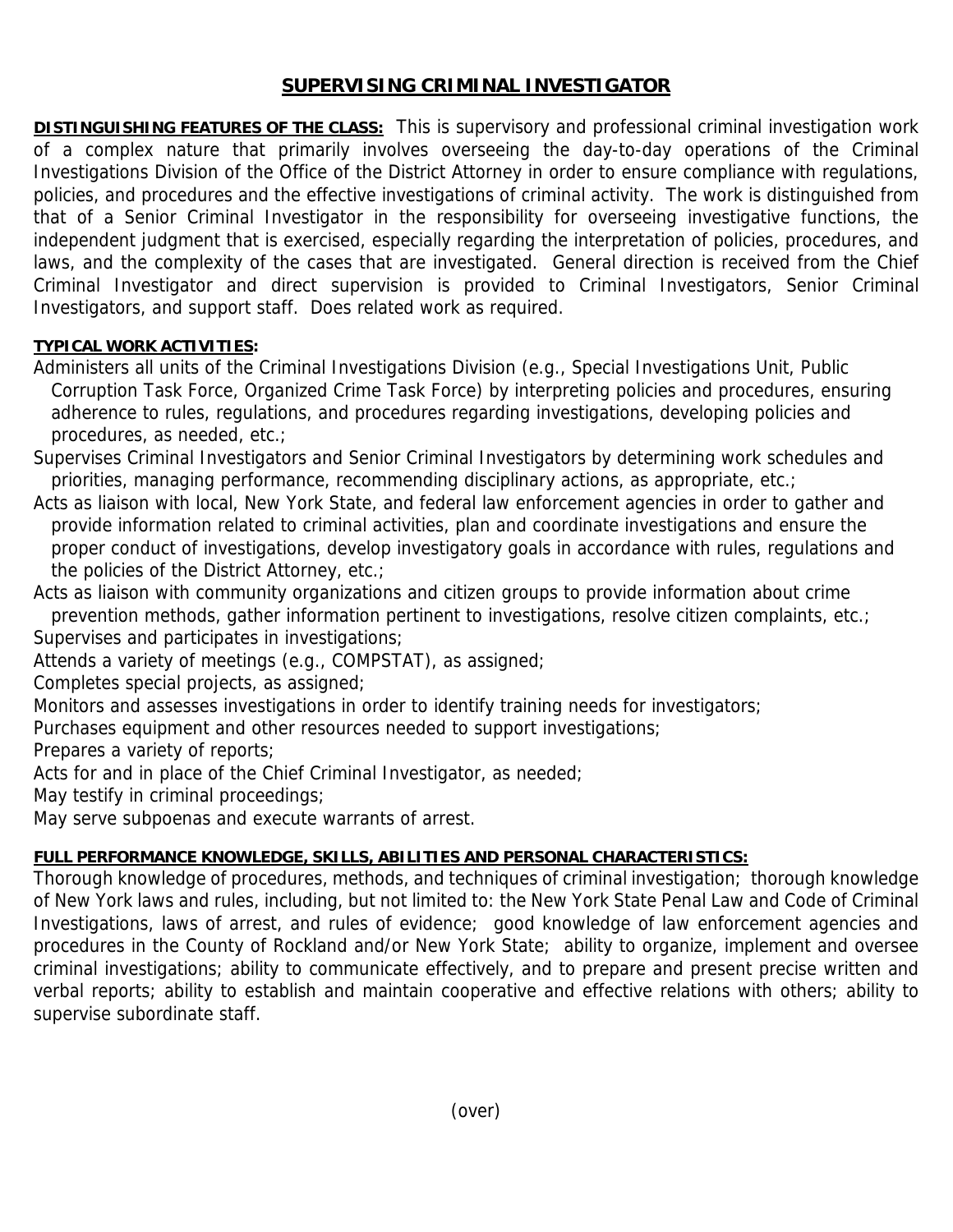# SUPERVISING CRIMINAL INVESTIGATOR

**DISTINGUISHING FEATURES OF THE CLASS:** This is supervisory and professional criminal investigation work of a complex nature that primarily involves overseeing the day-to-day operations of the Criminal Investigations Division of the Office of the District Attorney in order to ensure compliance with regulations, policies, and procedures and the effective investigations of criminal activity. The work is distinguished from that of a Senior Criminal Investigator in the responsibility for overseeing investigative functions, the independent judgment that is exercised, especially regarding the interpretation of policies, procedures, and laws, and the complexity of the cases that are investigated. General direction is received from the Chief Criminal Investigator and direct supervision is provided to Criminal Investigators, Senior Criminal Investigators, and support staff. Does related work as required.

**TYPICAL WORK ACTIVITIES:**

Administers all units of the Criminal Investigations Division (e.g., Special Investigations Unit, Public Corruption Task Force, Organized Crime Task Force) by interpreting policies and procedures, ensuring adherence to rules, regulations, and procedures regarding investigations, developing policies and procedures, as needed, etc.;

Supervises Criminal Investigators and Senior Criminal Investigators by determining work schedules and priorities, managing performance, recommending disciplinary actions, as appropriate, etc.;

Acts as liaison with local, New York State, and federal law enforcement agencies in order to gather and provide information related to criminal activities, plan and coordinate investigations and ensure the proper conduct of investigations, develop investigatory goals in accordance with rules, regulations and the policies of the District Attorney, etc.;

Acts as liaison with community organizations and citizen groups to provide information about crime prevention methods, gather information pertinent to investigations, resolve citizen complaints, etc.;

Supervises and participates in investigations;

Attends a variety of meetings (e.g., COMPSTAT), as assigned;

Completes special projects, as assigned;

Monitors and assesses investigations in order to identify training needs for investigators;

Purchases equipment and other resources needed to support investigations;

Prepares a variety of reports;

Acts for and in place of the Chief Criminal Investigator, as needed;

May testify in criminal proceedings;

May serve subpoenas and execute warrants of arrest.

**FULL PERFORMANCE KNOWLEDGE, SKILLS, ABILITIES AND PERSONAL CHARACTERISTICS:**

Thorough knowledge of procedures, methods, and techniques of criminal investigation; thorough knowledge of New York laws and rules, including, but not limited to: the New York State Penal Law and Code of Criminal Investigations, laws of arrest, and rules of evidence; good knowledge of law enforcement agencies and procedures in the County of Rockland and/or New York State; ability to organize, implement and oversee criminal investigations; ability to communicate effectively, and to prepare and present precise written and verbal reports; ability to establish and maintain cooperative and effective relations with others; ability to supervise subordinate staff.

(over)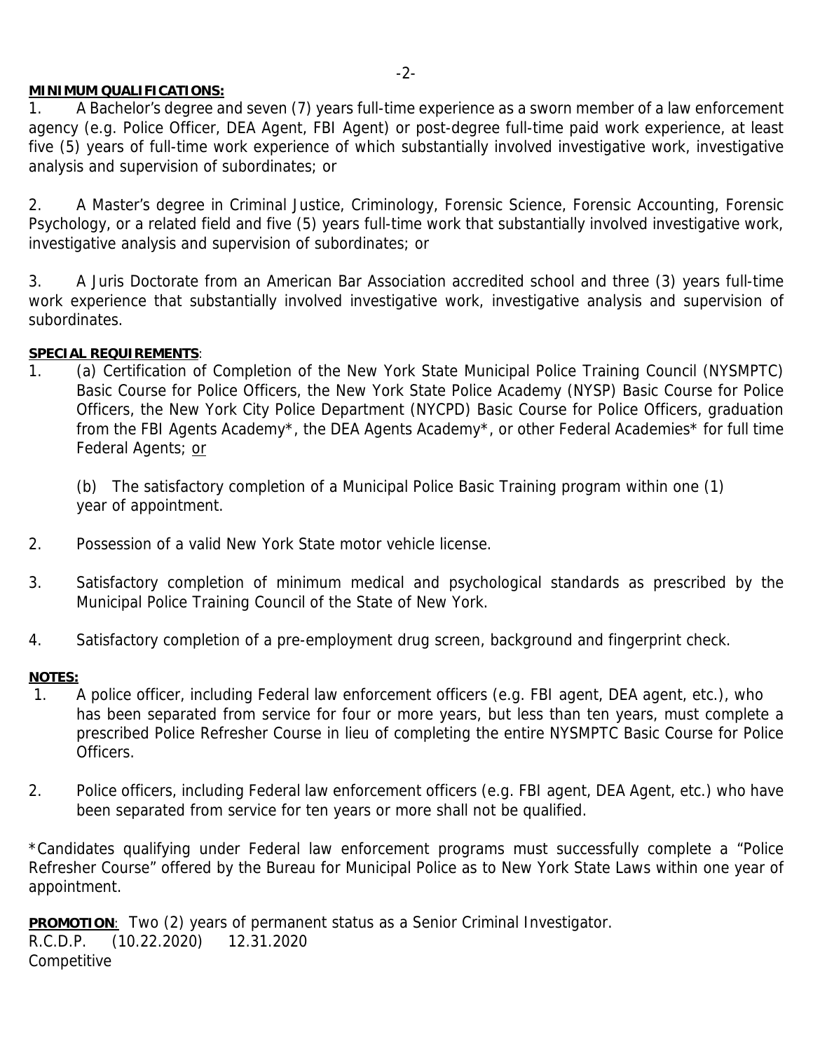**MINIMUM QUALIFICATIONS:**

1. A Bachelor's degree and seven (7) years full-time experience as a sworn member of a law enforcement agency (e.g. Police Officer, DEA Agent, FBI Agent) or post-degree full-time paid work experience, at least five (5) years of full-time work experience of which substantially involved investigative work, investigative analysis and supervision of subordinates; or

2. A Master's degree in Criminal Justice, Criminology, Forensic Science, Forensic Accounting, Forensic Psychology, or a related field and five (5) years full-time work that substantially involved investigative work, investigative analysis and supervision of subordinates; or

3. A Juris Doctorate from an American Bar Association accredited school and three (3) years full-time work experience that substantially involved investigative work, investigative analysis and supervision of subordinates.

**SPECIAL REQUIREMENTS**:

1. (a) Certification of Completion of the New York State Municipal Police Training Council (NYSMPTC) Basic Course for Police Officers, the New York State Police Academy (NYSP) Basic Course for Police Officers, the New York City Police Department (NYCPD) Basic Course for Police Officers, graduation from the FBI Agents Academy*, the DEA Agents Academy*, or other Federal Academies* for full time Federal Agents; or

   (b) The satisfactory completion of a Municipal Police Basic Training program within one (1) year of appointment.

2. Possession of a valid New York State motor vehicle license.

3. Satisfactory completion of minimum medical and psychological standards as prescribed by the Municipal Police Training Council of the State of New York.

4. Satisfactory completion of a pre-employment drug screen, background and fingerprint check.

**NOTES:**

1. A police officer, including Federal law enforcement officers (e.g. FBI agent, DEA agent, etc.), who has been separated from service for four or more years, but less than ten years, must complete a prescribed Police Refresher Course in lieu of completing the entire NYSMPTC Basic Course for Police Officers.

2. Police officers, including Federal law enforcement officers (e.g. FBI agent, DEA Agent, etc.) who have been separated from service for ten years or more shall not be qualified.

*Candidates qualifying under Federal law enforcement programs must successfully complete a "Police Refresher Course" offered by the Bureau for Municipal Police as to New York State Laws within one year of appointment.

**PROMOTION**: Two (2) years of permanent status as a Senior Criminal Investigator.

R.C.D.P. (10.22.2020) 12.31.2020

Competitive